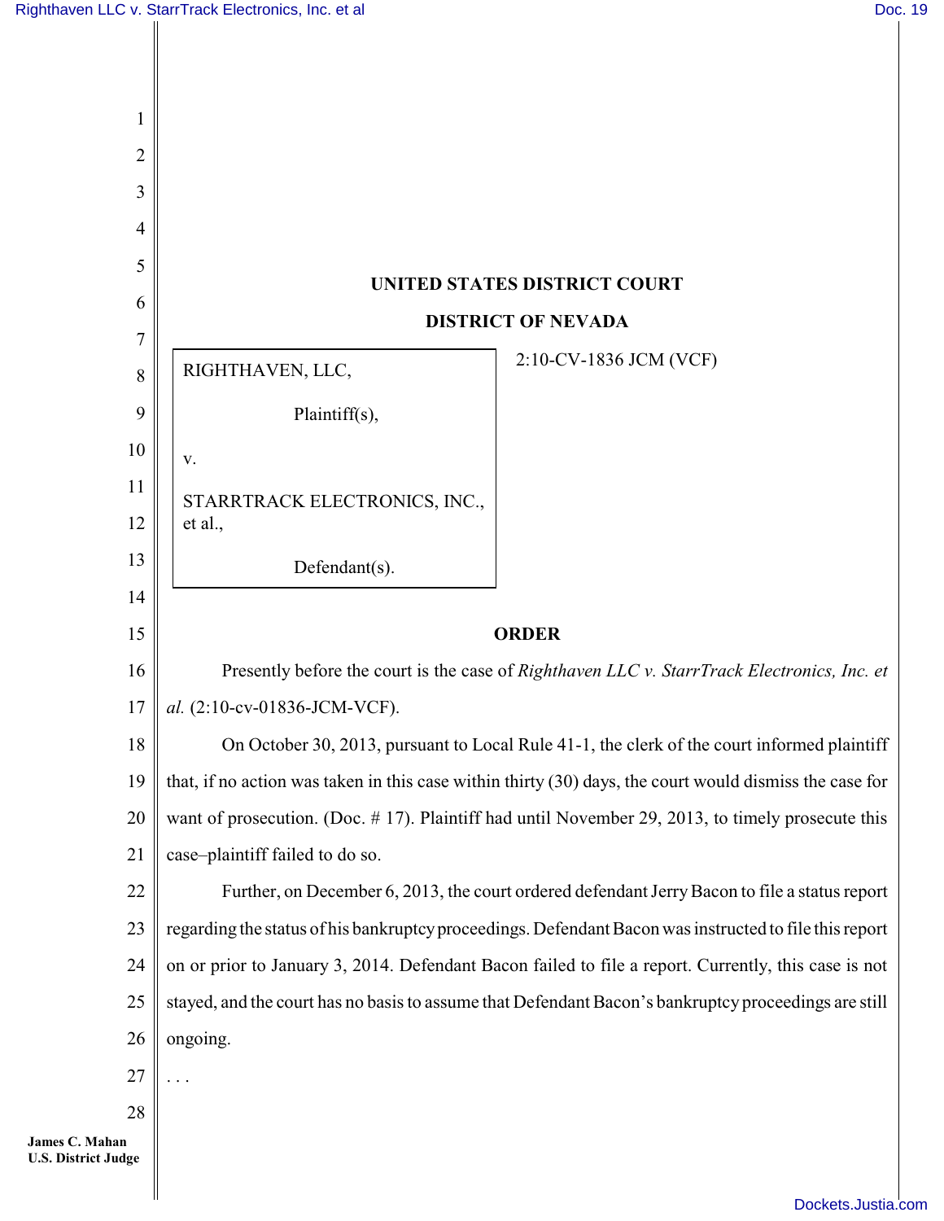## UNITED STATES DISTRICT COURT

## DISTRICT OF NEVADA

RIGHTHAVEN, LLC,

Plaintiff(s),

v.

STARRTRACK ELECTRONICS, INC., et al.,

Defendant(s).

2:10-CV-1836 JCM (VCF)

## ORDER

Presently before the court is the case of *Righthaven LLC v. StarrTrack Electronics, Inc. et al.* (2:10-cv-01836-JCM-VCF).

On October 30, 2013, pursuant to Local Rule 41-1, the clerk of the court informed plaintiff that, if no action was taken in this case within thirty (30) days, the court would dismiss the case for want of prosecution. (Doc. # 17). Plaintiff had until November 29, 2013, to timely prosecute this case–plaintiff failed to do so.

Further, on December 6, 2013, the court ordered defendant Jerry Bacon to file a status report regarding the status of his bankruptcy proceedings. Defendant Bacon was instructed to file this report on or prior to January 3, 2014. Defendant Bacon failed to file a report. Currently, this case is not stayed, and the court has no basis to assume that Defendant Bacon's bankruptcy proceedings are still ongoing.

. . .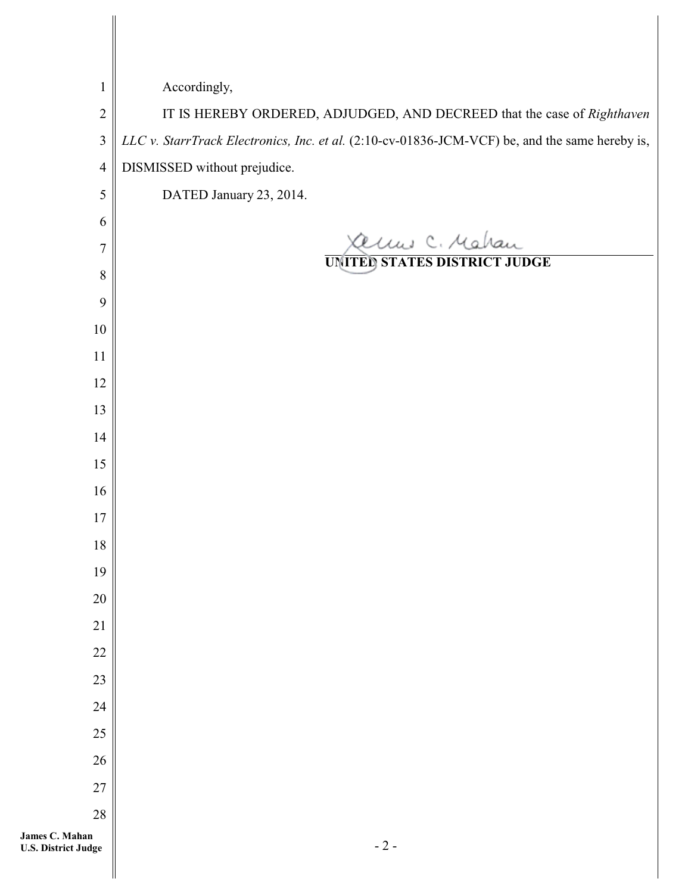Accordingly,

IT IS HEREBY ORDERED, ADJUDGED, AND DECREED that the case of *Righthaven LLC v. StarrTrack Electronics, Inc. et al.* (2:10-cv-01836-JCM-VCF) be, and the same hereby is, DISMISSED without prejudice.

DATED January 23, 2014.

James C. Mahan

**UNITED STATES DISTRICT JUDGE**